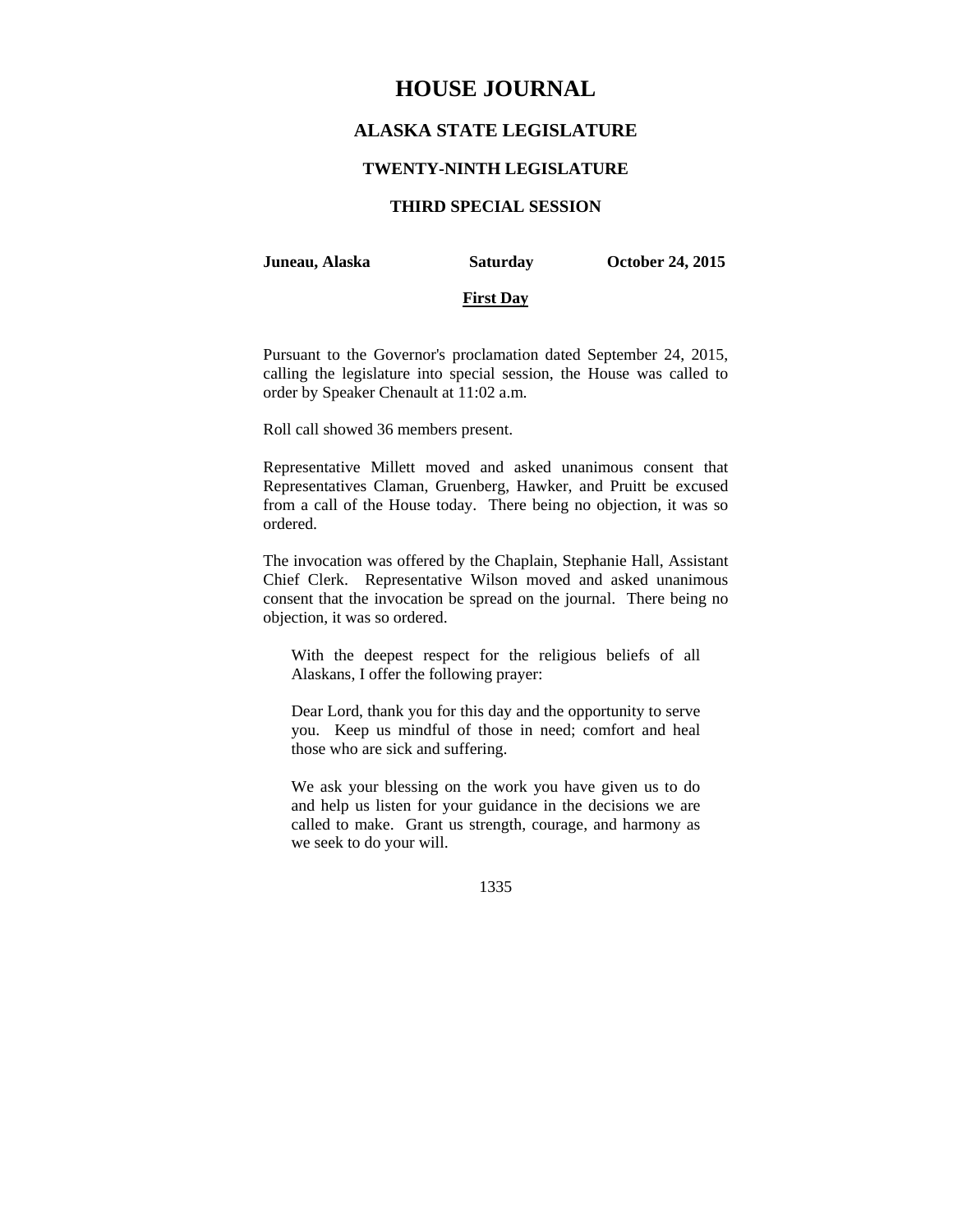# HOUSE JOURNAL

## ALASKA STATE LEGISLATURE

### TWENTY-NINTH LEGISLATURE

### THIRD SPECIAL SESSION

**Juneau, Alaska** **Saturday** **October 24, 2015**

**First Day**

Pursuant to the Governor's proclamation dated September 24, 2015, calling the legislature into special session, the House was called to order by Speaker Chenault at 11:02 a.m.

Roll call showed 36 members present.

Representative Millett moved and asked unanimous consent that Representatives Claman, Gruenberg, Hawker, and Pruitt be excused from a call of the House today. There being no objection, it was so ordered.

The invocation was offered by the Chaplain, Stephanie Hall, Assistant Chief Clerk. Representative Wilson moved and asked unanimous consent that the invocation be spread on the journal. There being no objection, it was so ordered.

> With the deepest respect for the religious beliefs of all Alaskans, I offer the following prayer:
>
> Dear Lord, thank you for this day and the opportunity to serve you. Keep us mindful of those in need; comfort and heal those who are sick and suffering.
>
> We ask your blessing on the work you have given us to do and help us listen for your guidance in the decisions we are called to make. Grant us strength, courage, and harmony as we seek to do your will.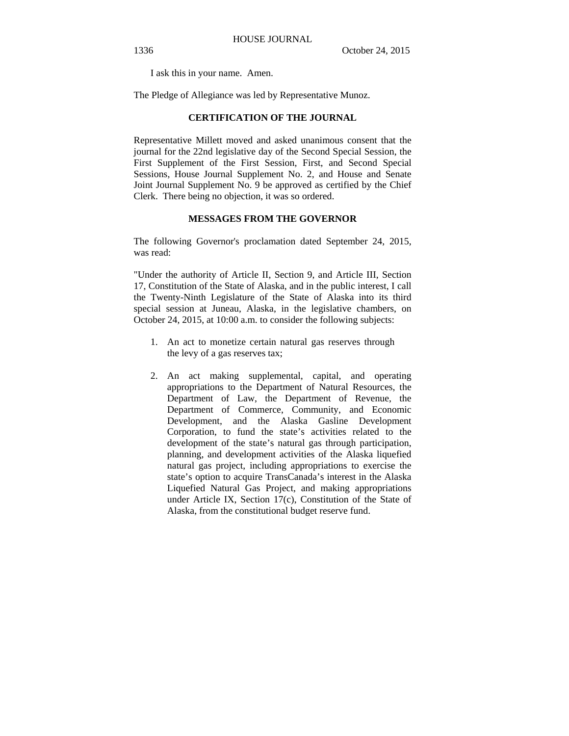I ask this in your name. Amen.

The Pledge of Allegiance was led by Representative Munoz.

## CERTIFICATION OF THE JOURNAL

Representative Millett moved and asked unanimous consent that the journal for the 22nd legislative day of the Second Special Session, the First Supplement of the First Session, First, and Second Special Sessions, House Journal Supplement No. 2, and House and Senate Joint Journal Supplement No. 9 be approved as certified by the Chief Clerk. There being no objection, it was so ordered.

## MESSAGES FROM THE GOVERNOR

The following Governor's proclamation dated September 24, 2015, was read:

"Under the authority of Article II, Section 9, and Article III, Section 17, Constitution of the State of Alaska, and in the public interest, I call the Twenty-Ninth Legislature of the State of Alaska into its third special session at Juneau, Alaska, in the legislative chambers, on October 24, 2015, at 10:00 a.m. to consider the following subjects:

1. An act to monetize certain natural gas reserves through the levy of a gas reserves tax;

2. An act making supplemental, capital, and operating appropriations to the Department of Natural Resources, the Department of Law, the Department of Revenue, the Department of Commerce, Community, and Economic Development, and the Alaska Gasline Development Corporation, to fund the state's activities related to the development of the state's natural gas through participation, planning, and development activities of the Alaska liquefied natural gas project, including appropriations to exercise the state's option to acquire TransCanada's interest in the Alaska Liquefied Natural Gas Project, and making appropriations under Article IX, Section 17(c), Constitution of the State of Alaska, from the constitutional budget reserve fund.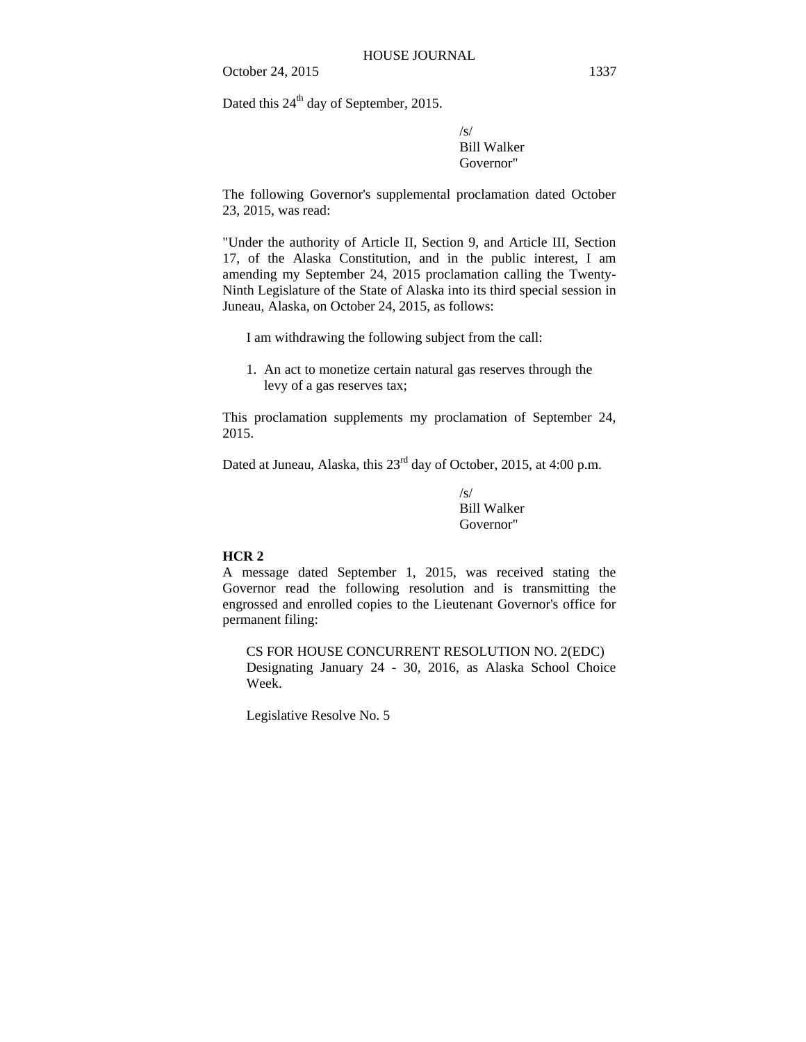Dated this 24th day of September, 2015.

/s/
Bill Walker
Governor"

The following Governor's supplemental proclamation dated October 23, 2015, was read:

"Under the authority of Article II, Section 9, and Article III, Section 17, of the Alaska Constitution, and in the public interest, I am amending my September 24, 2015 proclamation calling the Twenty-Ninth Legislature of the State of Alaska into its third special session in Juneau, Alaska, on October 24, 2015, as follows:

I am withdrawing the following subject from the call:

1. An act to monetize certain natural gas reserves through the levy of a gas reserves tax;

This proclamation supplements my proclamation of September 24, 2015.

Dated at Juneau, Alaska, this 23rd day of October, 2015, at 4:00 p.m.

/s/
Bill Walker
Governor"

**HCR 2**

A message dated September 1, 2015, was received stating the Governor read the following resolution and is transmitting the engrossed and enrolled copies to the Lieutenant Governor's office for permanent filing:

CS FOR HOUSE CONCURRENT RESOLUTION NO. 2(EDC)
Designating January 24 - 30, 2016, as Alaska School Choice Week.

Legislative Resolve No. 5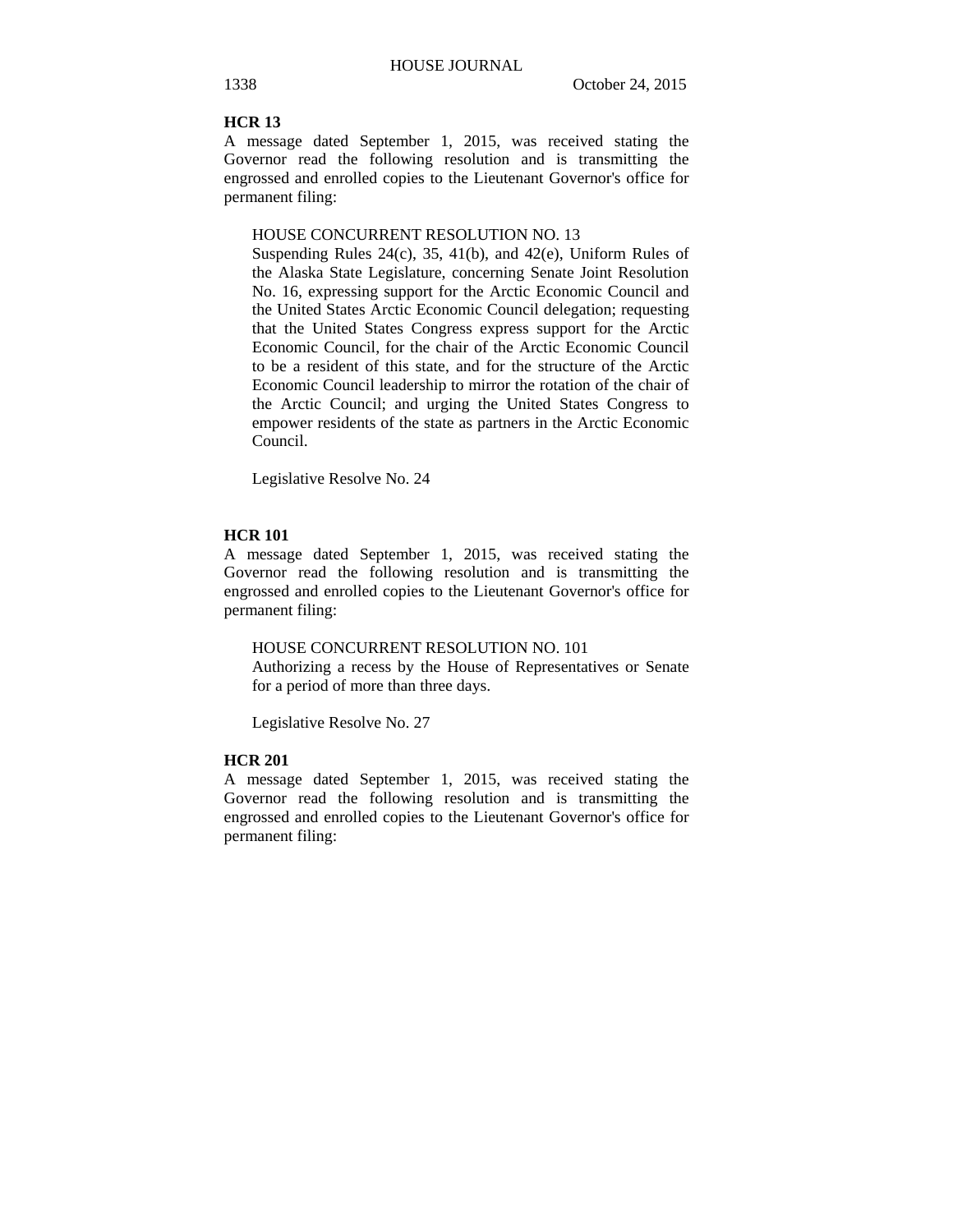**HCR 13**

A message dated September 1, 2015, was received stating the Governor read the following resolution and is transmitting the engrossed and enrolled copies to the Lieutenant Governor's office for permanent filing:

HOUSE CONCURRENT RESOLUTION NO. 13
Suspending Rules 24(c), 35, 41(b), and 42(e), Uniform Rules of the Alaska State Legislature, concerning Senate Joint Resolution No. 16, expressing support for the Arctic Economic Council and the United States Arctic Economic Council delegation; requesting that the United States Congress express support for the Arctic Economic Council, for the chair of the Arctic Economic Council to be a resident of this state, and for the structure of the Arctic Economic Council leadership to mirror the rotation of the chair of the Arctic Council; and urging the United States Congress to empower residents of the state as partners in the Arctic Economic Council.

Legislative Resolve No. 24

**HCR 101**

A message dated September 1, 2015, was received stating the Governor read the following resolution and is transmitting the engrossed and enrolled copies to the Lieutenant Governor's office for permanent filing:

HOUSE CONCURRENT RESOLUTION NO. 101
Authorizing a recess by the House of Representatives or Senate for a period of more than three days.

Legislative Resolve No. 27

**HCR 201**

A message dated September 1, 2015, was received stating the Governor read the following resolution and is transmitting the engrossed and enrolled copies to the Lieutenant Governor's office for permanent filing: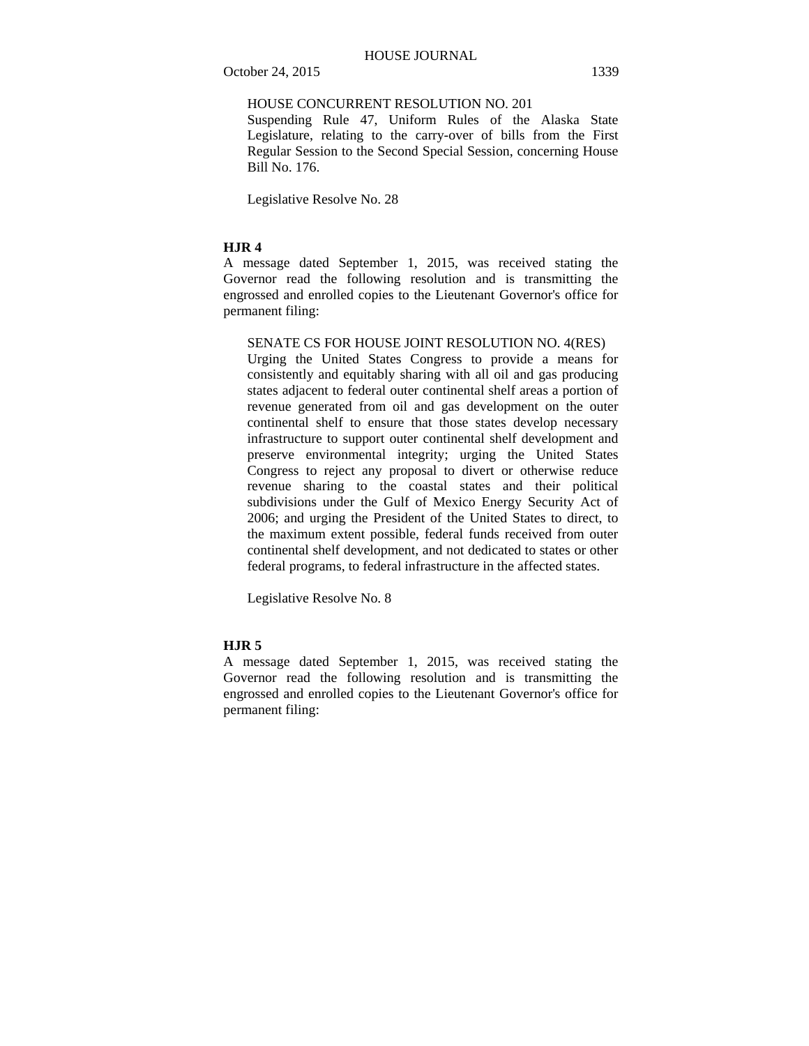HOUSE CONCURRENT RESOLUTION NO. 201
Suspending Rule 47, Uniform Rules of the Alaska State Legislature, relating to the carry-over of bills from the First Regular Session to the Second Special Session, concerning House Bill No. 176.

Legislative Resolve No. 28

**HJR 4**

A message dated September 1, 2015, was received stating the Governor read the following resolution and is transmitting the engrossed and enrolled copies to the Lieutenant Governor's office for permanent filing:

SENATE CS FOR HOUSE JOINT RESOLUTION NO. 4(RES)
Urging the United States Congress to provide a means for consistently and equitably sharing with all oil and gas producing states adjacent to federal outer continental shelf areas a portion of revenue generated from oil and gas development on the outer continental shelf to ensure that those states develop necessary infrastructure to support outer continental shelf development and preserve environmental integrity; urging the United States Congress to reject any proposal to divert or otherwise reduce revenue sharing to the coastal states and their political subdivisions under the Gulf of Mexico Energy Security Act of 2006; and urging the President of the United States to direct, to the maximum extent possible, federal funds received from outer continental shelf development, and not dedicated to states or other federal programs, to federal infrastructure in the affected states.

Legislative Resolve No. 8

**HJR 5**

A message dated September 1, 2015, was received stating the Governor read the following resolution and is transmitting the engrossed and enrolled copies to the Lieutenant Governor's office for permanent filing: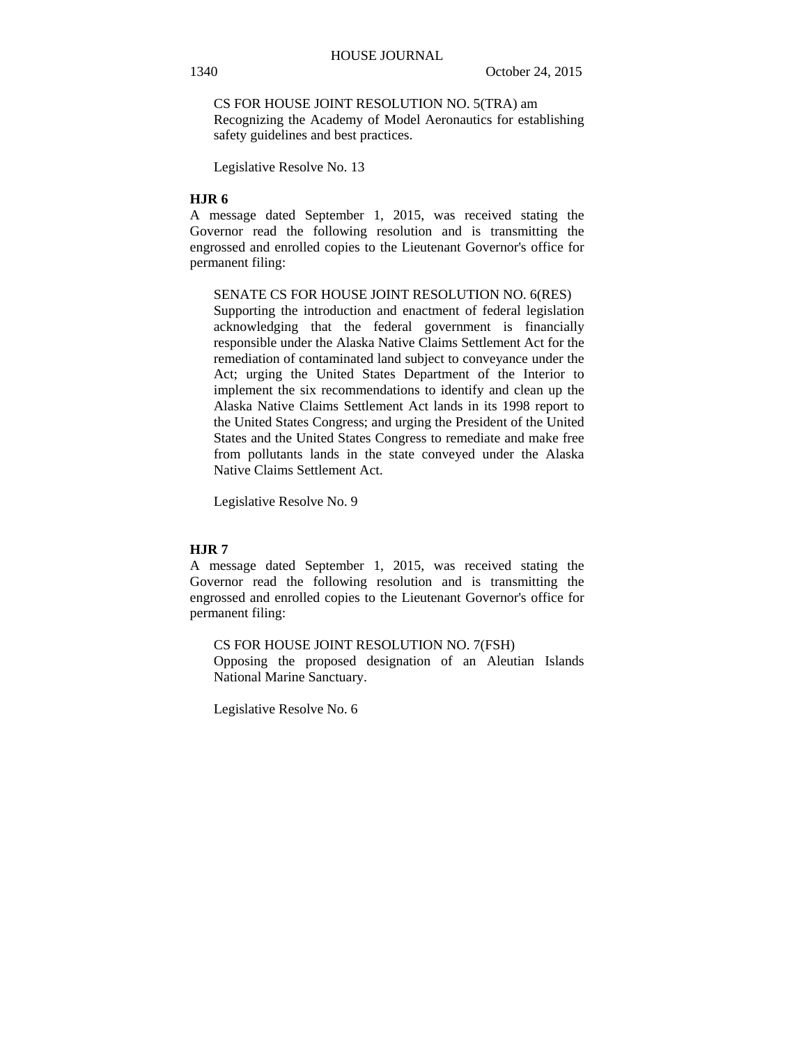CS FOR HOUSE JOINT RESOLUTION NO. 5(TRA) am
Recognizing the Academy of Model Aeronautics for establishing safety guidelines and best practices.

Legislative Resolve No. 13

**HJR 6**

A message dated September 1, 2015, was received stating the Governor read the following resolution and is transmitting the engrossed and enrolled copies to the Lieutenant Governor's office for permanent filing:

SENATE CS FOR HOUSE JOINT RESOLUTION NO. 6(RES)
Supporting the introduction and enactment of federal legislation acknowledging that the federal government is financially responsible under the Alaska Native Claims Settlement Act for the remediation of contaminated land subject to conveyance under the Act; urging the United States Department of the Interior to implement the six recommendations to identify and clean up the Alaska Native Claims Settlement Act lands in its 1998 report to the United States Congress; and urging the President of the United States and the United States Congress to remediate and make free from pollutants lands in the state conveyed under the Alaska Native Claims Settlement Act.

Legislative Resolve No. 9

**HJR 7**

A message dated September 1, 2015, was received stating the Governor read the following resolution and is transmitting the engrossed and enrolled copies to the Lieutenant Governor's office for permanent filing:

CS FOR HOUSE JOINT RESOLUTION NO. 7(FSH)
Opposing the proposed designation of an Aleutian Islands National Marine Sanctuary.

Legislative Resolve No. 6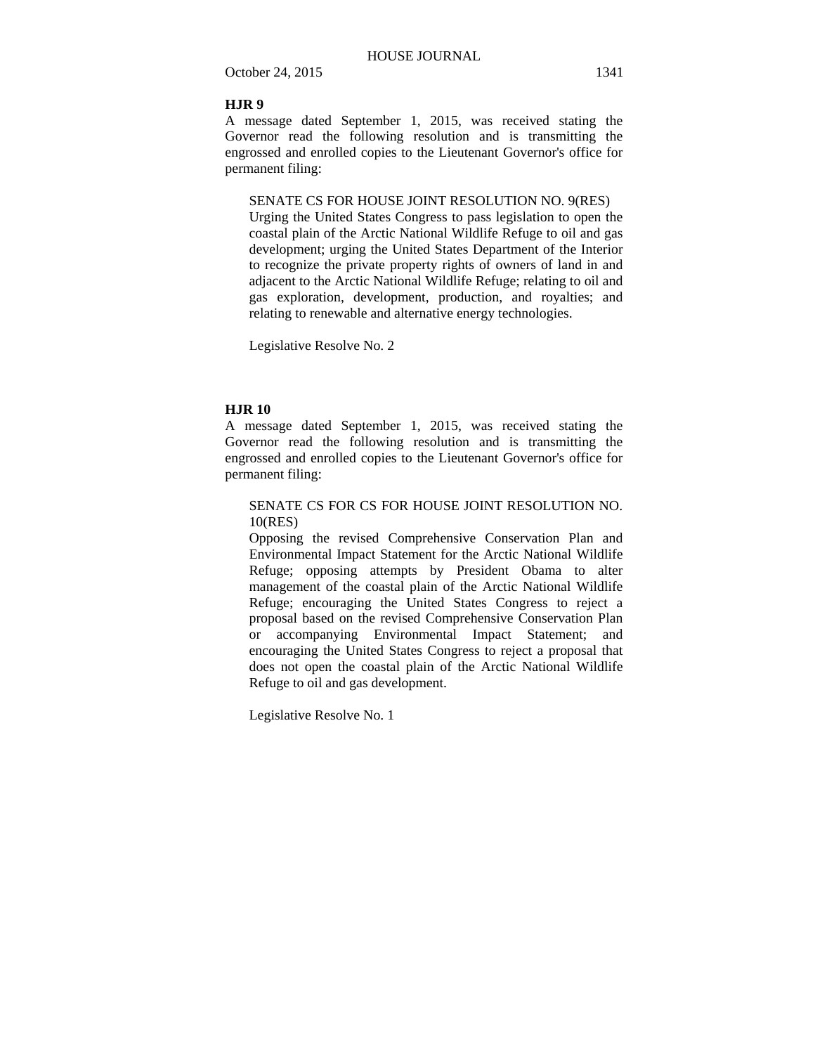**HJR 9**

A message dated September 1, 2015, was received stating the Governor read the following resolution and is transmitting the engrossed and enrolled copies to the Lieutenant Governor's office for permanent filing:

> SENATE CS FOR HOUSE JOINT RESOLUTION NO. 9(RES)
> Urging the United States Congress to pass legislation to open the coastal plain of the Arctic National Wildlife Refuge to oil and gas development; urging the United States Department of the Interior to recognize the private property rights of owners of land in and adjacent to the Arctic National Wildlife Refuge; relating to oil and gas exploration, development, production, and royalties; and relating to renewable and alternative energy technologies.
>
> Legislative Resolve No. 2

**HJR 10**

A message dated September 1, 2015, was received stating the Governor read the following resolution and is transmitting the engrossed and enrolled copies to the Lieutenant Governor's office for permanent filing:

> SENATE CS FOR CS FOR HOUSE JOINT RESOLUTION NO. 10(RES)
> Opposing the revised Comprehensive Conservation Plan and Environmental Impact Statement for the Arctic National Wildlife Refuge; opposing attempts by President Obama to alter management of the coastal plain of the Arctic National Wildlife Refuge; encouraging the United States Congress to reject a proposal based on the revised Comprehensive Conservation Plan or accompanying Environmental Impact Statement; and encouraging the United States Congress to reject a proposal that does not open the coastal plain of the Arctic National Wildlife Refuge to oil and gas development.
>
> Legislative Resolve No. 1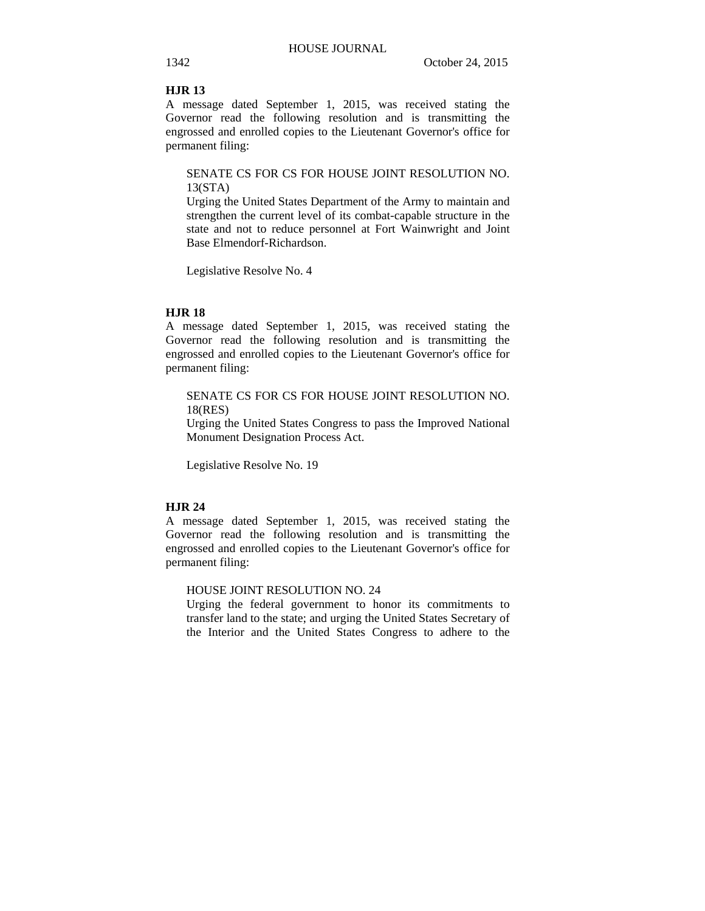**HJR 13**

A message dated September 1, 2015, was received stating the Governor read the following resolution and is transmitting the engrossed and enrolled copies to the Lieutenant Governor's office for permanent filing:

SENATE CS FOR CS FOR HOUSE JOINT RESOLUTION NO. 13(STA)
Urging the United States Department of the Army to maintain and strengthen the current level of its combat-capable structure in the state and not to reduce personnel at Fort Wainwright and Joint Base Elmendorf-Richardson.

Legislative Resolve No. 4

**HJR 18**

A message dated September 1, 2015, was received stating the Governor read the following resolution and is transmitting the engrossed and enrolled copies to the Lieutenant Governor's office for permanent filing:

SENATE CS FOR CS FOR HOUSE JOINT RESOLUTION NO. 18(RES)
Urging the United States Congress to pass the Improved National Monument Designation Process Act.

Legislative Resolve No. 19

**HJR 24**

A message dated September 1, 2015, was received stating the Governor read the following resolution and is transmitting the engrossed and enrolled copies to the Lieutenant Governor's office for permanent filing:

HOUSE JOINT RESOLUTION NO. 24
Urging the federal government to honor its commitments to transfer land to the state; and urging the United States Secretary of the Interior and the United States Congress to adhere to the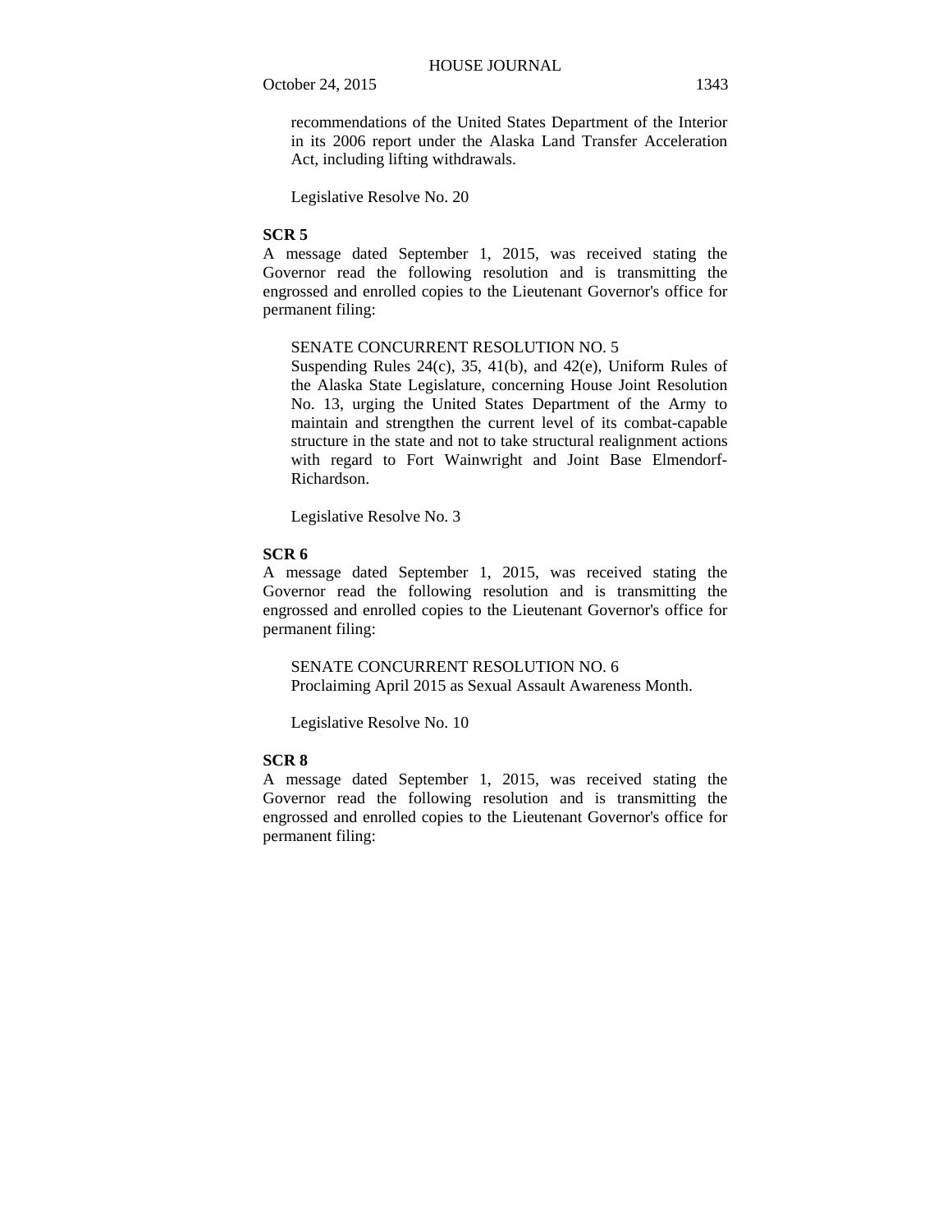recommendations of the United States Department of the Interior in its 2006 report under the Alaska Land Transfer Acceleration Act, including lifting withdrawals.

Legislative Resolve No. 20

**SCR 5**

A message dated September 1, 2015, was received stating the Governor read the following resolution and is transmitting the engrossed and enrolled copies to the Lieutenant Governor's office for permanent filing:

SENATE CONCURRENT RESOLUTION NO. 5
Suspending Rules 24(c), 35, 41(b), and 42(e), Uniform Rules of the Alaska State Legislature, concerning House Joint Resolution No. 13, urging the United States Department of the Army to maintain and strengthen the current level of its combat-capable structure in the state and not to take structural realignment actions with regard to Fort Wainwright and Joint Base Elmendorf-Richardson.

Legislative Resolve No. 3

**SCR 6**

A message dated September 1, 2015, was received stating the Governor read the following resolution and is transmitting the engrossed and enrolled copies to the Lieutenant Governor's office for permanent filing:

SENATE CONCURRENT RESOLUTION NO. 6
Proclaiming April 2015 as Sexual Assault Awareness Month.

Legislative Resolve No. 10

**SCR 8**

A message dated September 1, 2015, was received stating the Governor read the following resolution and is transmitting the engrossed and enrolled copies to the Lieutenant Governor's office for permanent filing: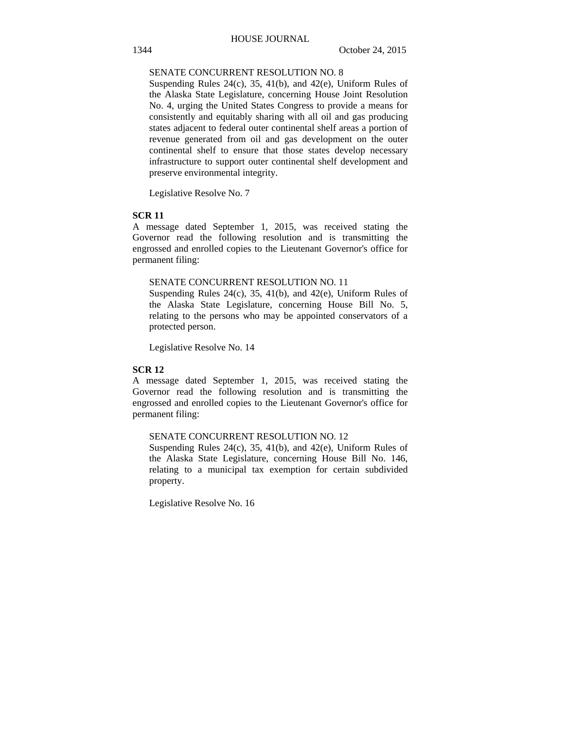SENATE CONCURRENT RESOLUTION NO. 8

Suspending Rules 24(c), 35, 41(b), and 42(e), Uniform Rules of the Alaska State Legislature, concerning House Joint Resolution No. 4, urging the United States Congress to provide a means for consistently and equitably sharing with all oil and gas producing states adjacent to federal outer continental shelf areas a portion of revenue generated from oil and gas development on the outer continental shelf to ensure that those states develop necessary infrastructure to support outer continental shelf development and preserve environmental integrity.

Legislative Resolve No. 7

**SCR 11**

A message dated September 1, 2015, was received stating the Governor read the following resolution and is transmitting the engrossed and enrolled copies to the Lieutenant Governor's office for permanent filing:

SENATE CONCURRENT RESOLUTION NO. 11

Suspending Rules 24(c), 35, 41(b), and 42(e), Uniform Rules of the Alaska State Legislature, concerning House Bill No. 5, relating to the persons who may be appointed conservators of a protected person.

Legislative Resolve No. 14

**SCR 12**

A message dated September 1, 2015, was received stating the Governor read the following resolution and is transmitting the engrossed and enrolled copies to the Lieutenant Governor's office for permanent filing:

SENATE CONCURRENT RESOLUTION NO. 12

Suspending Rules 24(c), 35, 41(b), and 42(e), Uniform Rules of the Alaska State Legislature, concerning House Bill No. 146, relating to a municipal tax exemption for certain subdivided property.

Legislative Resolve No. 16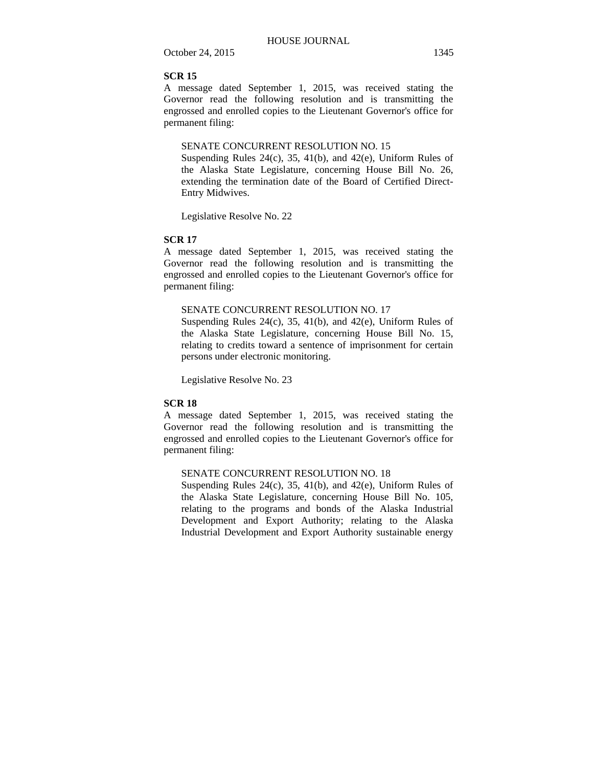**SCR 15**

A message dated September 1, 2015, was received stating the Governor read the following resolution and is transmitting the engrossed and enrolled copies to the Lieutenant Governor's office for permanent filing:

SENATE CONCURRENT RESOLUTION NO. 15
Suspending Rules 24(c), 35, 41(b), and 42(e), Uniform Rules of the Alaska State Legislature, concerning House Bill No. 26, extending the termination date of the Board of Certified Direct-Entry Midwives.

Legislative Resolve No. 22

**SCR 17**

A message dated September 1, 2015, was received stating the Governor read the following resolution and is transmitting the engrossed and enrolled copies to the Lieutenant Governor's office for permanent filing:

SENATE CONCURRENT RESOLUTION NO. 17
Suspending Rules 24(c), 35, 41(b), and 42(e), Uniform Rules of the Alaska State Legislature, concerning House Bill No. 15, relating to credits toward a sentence of imprisonment for certain persons under electronic monitoring.

Legislative Resolve No. 23

**SCR 18**

A message dated September 1, 2015, was received stating the Governor read the following resolution and is transmitting the engrossed and enrolled copies to the Lieutenant Governor's office for permanent filing:

SENATE CONCURRENT RESOLUTION NO. 18
Suspending Rules 24(c), 35, 41(b), and 42(e), Uniform Rules of the Alaska State Legislature, concerning House Bill No. 105, relating to the programs and bonds of the Alaska Industrial Development and Export Authority; relating to the Alaska Industrial Development and Export Authority sustainable energy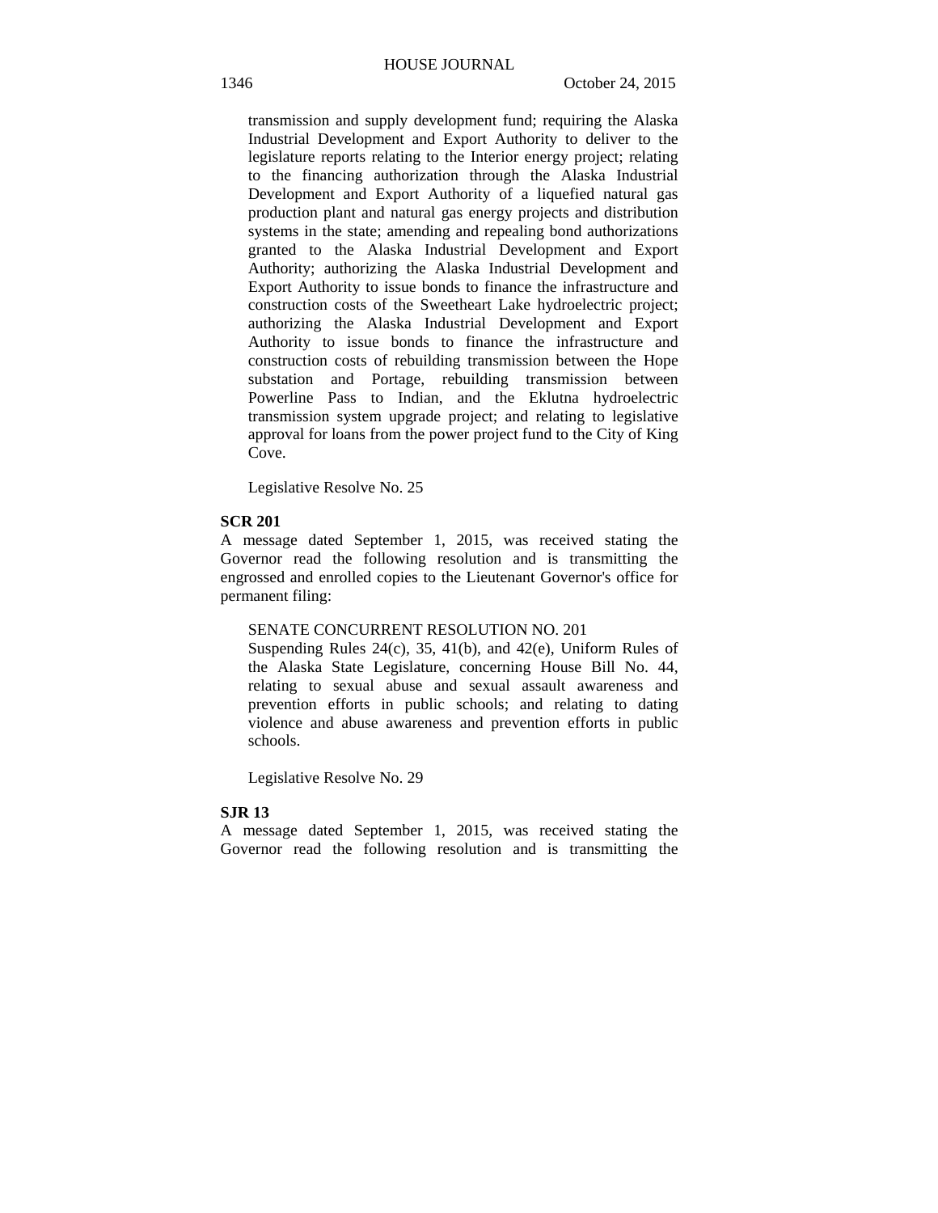transmission and supply development fund; requiring the Alaska Industrial Development and Export Authority to deliver to the legislature reports relating to the Interior energy project; relating to the financing authorization through the Alaska Industrial Development and Export Authority of a liquefied natural gas production plant and natural gas energy projects and distribution systems in the state; amending and repealing bond authorizations granted to the Alaska Industrial Development and Export Authority; authorizing the Alaska Industrial Development and Export Authority to issue bonds to finance the infrastructure and construction costs of the Sweetheart Lake hydroelectric project; authorizing the Alaska Industrial Development and Export Authority to issue bonds to finance the infrastructure and construction costs of rebuilding transmission between the Hope substation and Portage, rebuilding transmission between Powerline Pass to Indian, and the Eklutna hydroelectric transmission system upgrade project; and relating to legislative approval for loans from the power project fund to the City of King Cove.

Legislative Resolve No. 25

**SCR 201**

A message dated September 1, 2015, was received stating the Governor read the following resolution and is transmitting the engrossed and enrolled copies to the Lieutenant Governor's office for permanent filing:

SENATE CONCURRENT RESOLUTION NO. 201

Suspending Rules 24(c), 35, 41(b), and 42(e), Uniform Rules of the Alaska State Legislature, concerning House Bill No. 44, relating to sexual abuse and sexual assault awareness and prevention efforts in public schools; and relating to dating violence and abuse awareness and prevention efforts in public schools.

Legislative Resolve No. 29

**SJR 13**

A message dated September 1, 2015, was received stating the Governor read the following resolution and is transmitting the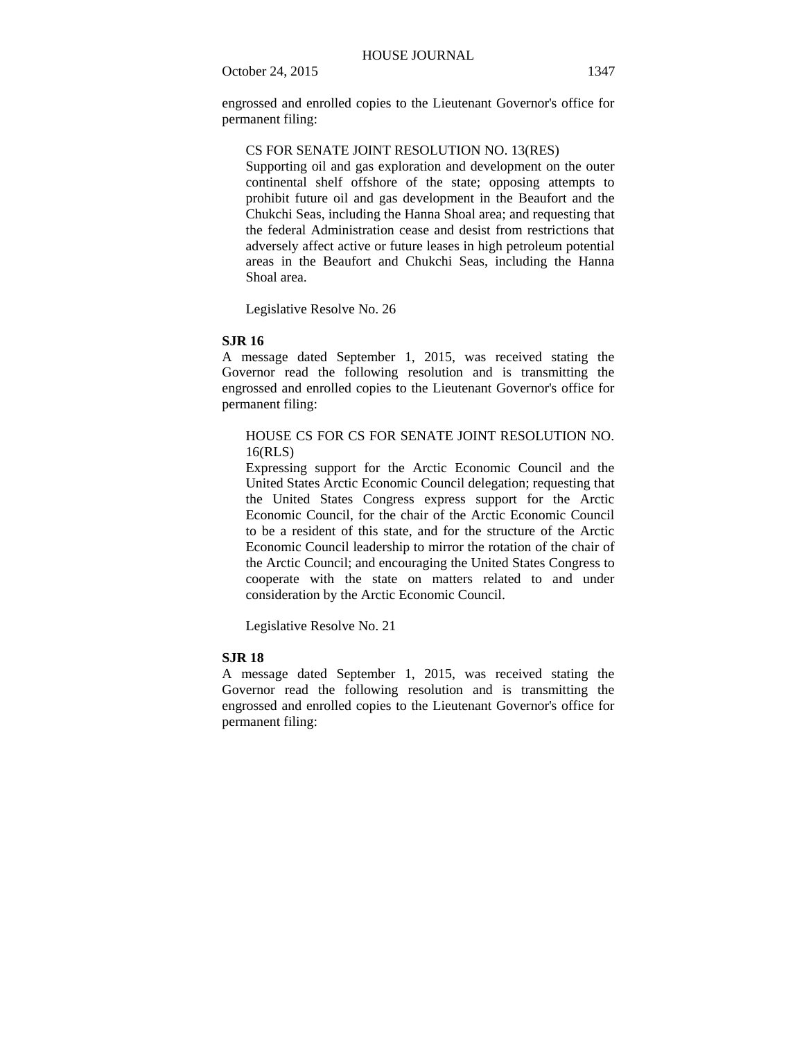engrossed and enrolled copies to the Lieutenant Governor's office for permanent filing:

> CS FOR SENATE JOINT RESOLUTION NO. 13(RES)
> Supporting oil and gas exploration and development on the outer continental shelf offshore of the state; opposing attempts to prohibit future oil and gas development in the Beaufort and the Chukchi Seas, including the Hanna Shoal area; and requesting that the federal Administration cease and desist from restrictions that adversely affect active or future leases in high petroleum potential areas in the Beaufort and Chukchi Seas, including the Hanna Shoal area.
>
> Legislative Resolve No. 26

**SJR 16**

A message dated September 1, 2015, was received stating the Governor read the following resolution and is transmitting the engrossed and enrolled copies to the Lieutenant Governor's office for permanent filing:

> HOUSE CS FOR CS FOR SENATE JOINT RESOLUTION NO. 16(RLS)
> Expressing support for the Arctic Economic Council and the United States Arctic Economic Council delegation; requesting that the United States Congress express support for the Arctic Economic Council, for the chair of the Arctic Economic Council to be a resident of this state, and for the structure of the Arctic Economic Council leadership to mirror the rotation of the chair of the Arctic Council; and encouraging the United States Congress to cooperate with the state on matters related to and under consideration by the Arctic Economic Council.
>
> Legislative Resolve No. 21

**SJR 18**

A message dated September 1, 2015, was received stating the Governor read the following resolution and is transmitting the engrossed and enrolled copies to the Lieutenant Governor's office for permanent filing: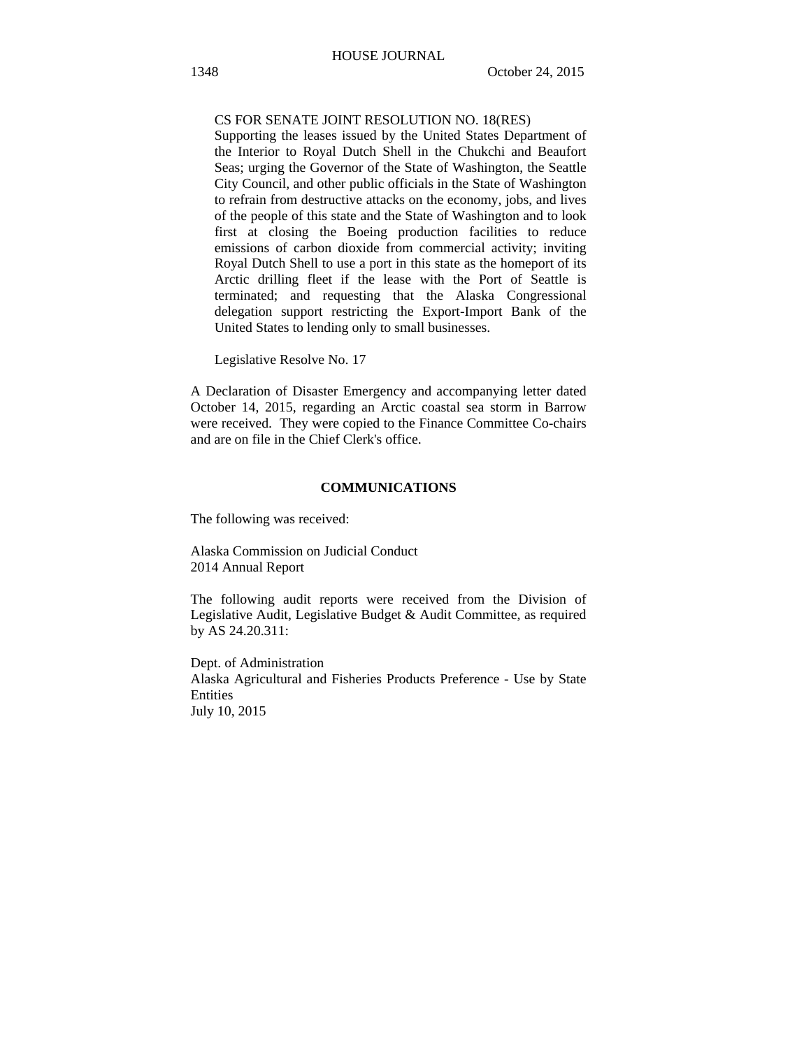CS FOR SENATE JOINT RESOLUTION NO. 18(RES)
Supporting the leases issued by the United States Department of the Interior to Royal Dutch Shell in the Chukchi and Beaufort Seas; urging the Governor of the State of Washington, the Seattle City Council, and other public officials in the State of Washington to refrain from destructive attacks on the economy, jobs, and lives of the people of this state and the State of Washington and to look first at closing the Boeing production facilities to reduce emissions of carbon dioxide from commercial activity; inviting Royal Dutch Shell to use a port in this state as the homeport of its Arctic drilling fleet if the lease with the Port of Seattle is terminated; and requesting that the Alaska Congressional delegation support restricting the Export-Import Bank of the United States to lending only to small businesses.

Legislative Resolve No. 17

A Declaration of Disaster Emergency and accompanying letter dated October 14, 2015, regarding an Arctic coastal sea storm in Barrow were received. They were copied to the Finance Committee Co-chairs and are on file in the Chief Clerk's office.

## COMMUNICATIONS

The following was received:

Alaska Commission on Judicial Conduct
2014 Annual Report

The following audit reports were received from the Division of Legislative Audit, Legislative Budget & Audit Committee, as required by AS 24.20.311:

Dept. of Administration
Alaska Agricultural and Fisheries Products Preference - Use by State Entities
July 10, 2015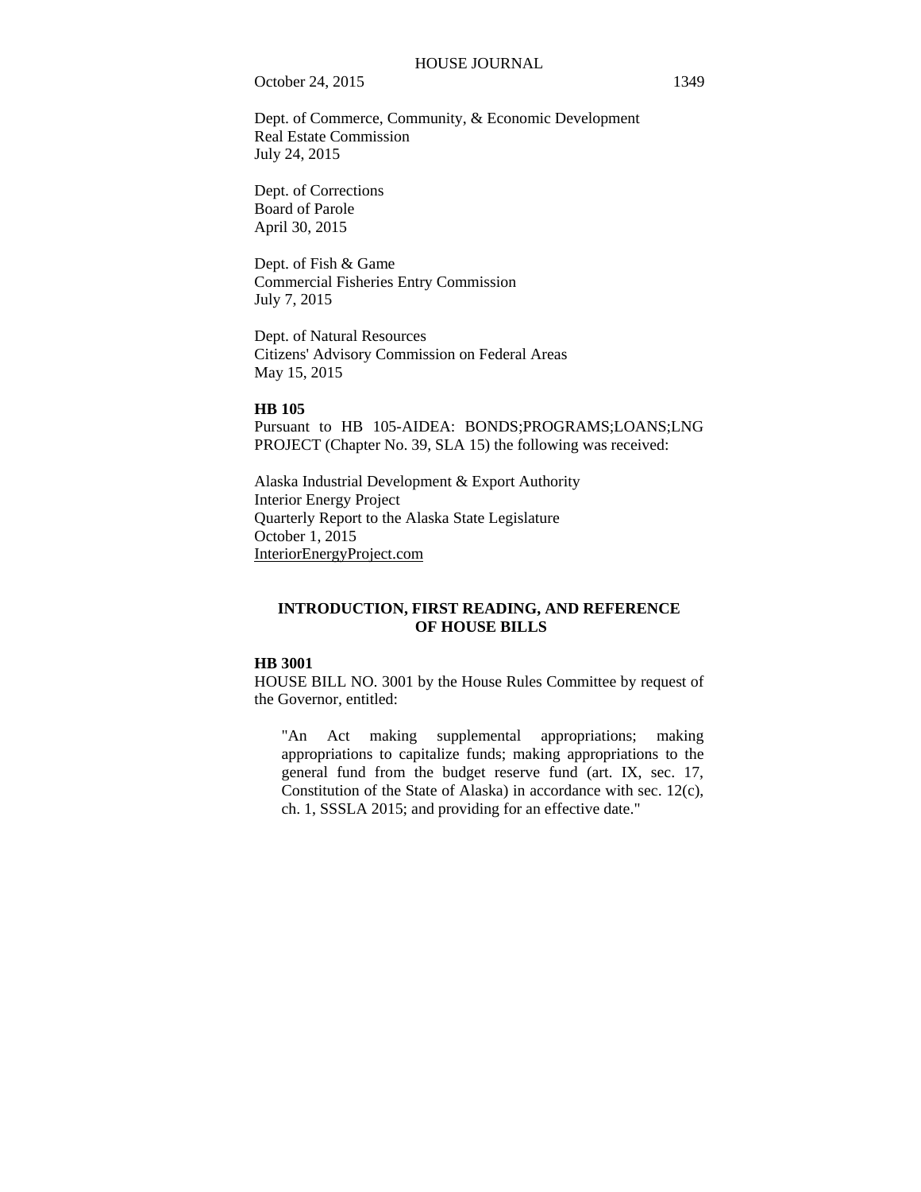Dept. of Commerce, Community, & Economic Development
Real Estate Commission
July 24, 2015

Dept. of Corrections
Board of Parole
April 30, 2015

Dept. of Fish & Game
Commercial Fisheries Entry Commission
July 7, 2015

Dept. of Natural Resources
Citizens' Advisory Commission on Federal Areas
May 15, 2015

**HB 105**

Pursuant to HB 105-AIDEA: BONDS;PROGRAMS;LOANS;LNG PROJECT (Chapter No. 39, SLA 15) the following was received:

Alaska Industrial Development & Export Authority
Interior Energy Project
Quarterly Report to the Alaska State Legislature
October 1, 2015
InteriorEnergyProject.com

## INTRODUCTION, FIRST READING, AND REFERENCE OF HOUSE BILLS

**HB 3001**

HOUSE BILL NO. 3001 by the House Rules Committee by request of the Governor, entitled:

> "An Act making supplemental appropriations; making appropriations to capitalize funds; making appropriations to the general fund from the budget reserve fund (art. IX, sec. 17, Constitution of the State of Alaska) in accordance with sec. 12(c), ch. 1, SSSLA 2015; and providing for an effective date."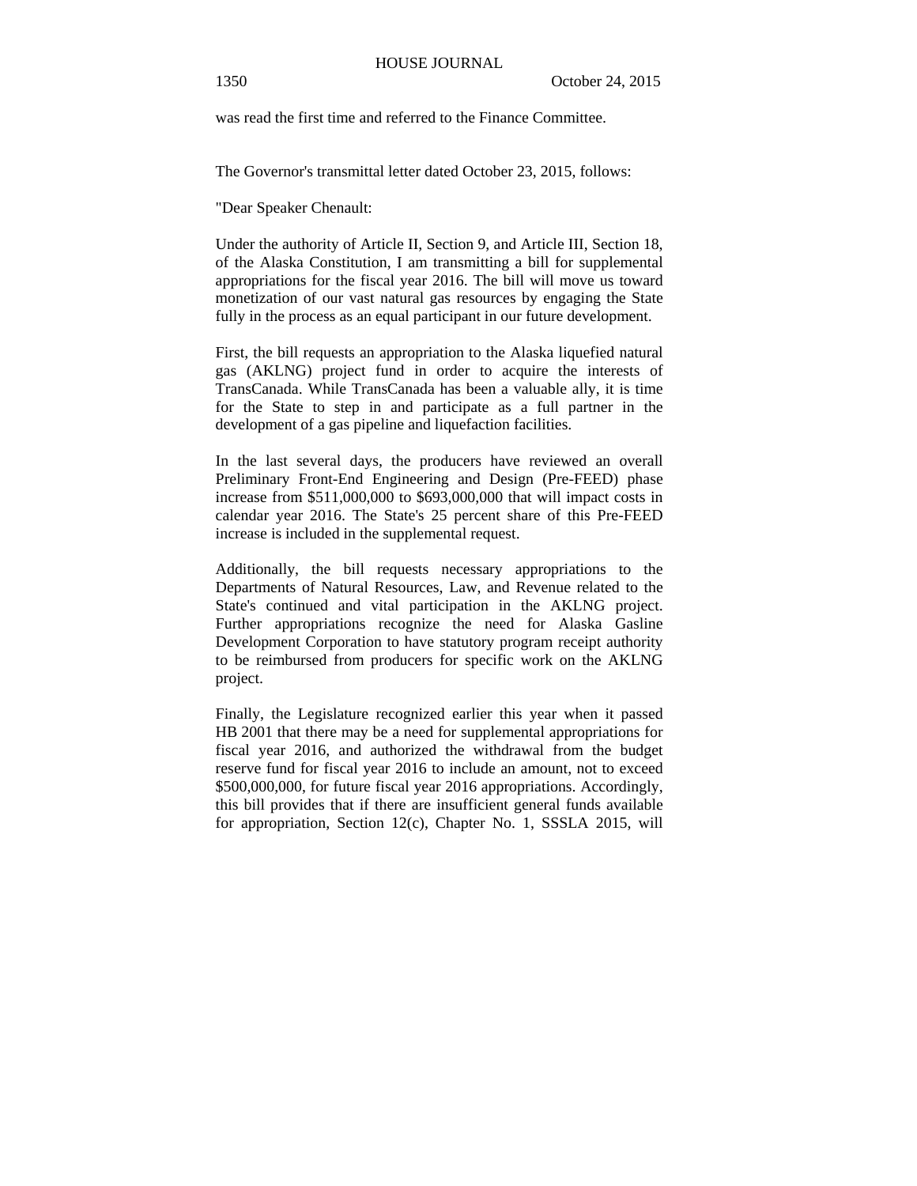was read the first time and referred to the Finance Committee.

The Governor's transmittal letter dated October 23, 2015, follows:

"Dear Speaker Chenault:

Under the authority of Article II, Section 9, and Article III, Section 18, of the Alaska Constitution, I am transmitting a bill for supplemental appropriations for the fiscal year 2016. The bill will move us toward monetization of our vast natural gas resources by engaging the State fully in the process as an equal participant in our future development.

First, the bill requests an appropriation to the Alaska liquefied natural gas (AKLNG) project fund in order to acquire the interests of TransCanada. While TransCanada has been a valuable ally, it is time for the State to step in and participate as a full partner in the development of a gas pipeline and liquefaction facilities.

In the last several days, the producers have reviewed an overall Preliminary Front-End Engineering and Design (Pre-FEED) phase increase from $511,000,000 to $693,000,000 that will impact costs in calendar year 2016. The State's 25 percent share of this Pre-FEED increase is included in the supplemental request.

Additionally, the bill requests necessary appropriations to the Departments of Natural Resources, Law, and Revenue related to the State's continued and vital participation in the AKLNG project. Further appropriations recognize the need for Alaska Gasline Development Corporation to have statutory program receipt authority to be reimbursed from producers for specific work on the AKLNG project.

Finally, the Legislature recognized earlier this year when it passed HB 2001 that there may be a need for supplemental appropriations for fiscal year 2016, and authorized the withdrawal from the budget reserve fund for fiscal year 2016 to include an amount, not to exceed $500,000,000, for future fiscal year 2016 appropriations. Accordingly, this bill provides that if there are insufficient general funds available for appropriation, Section 12(c), Chapter No. 1, SSSLA 2015, will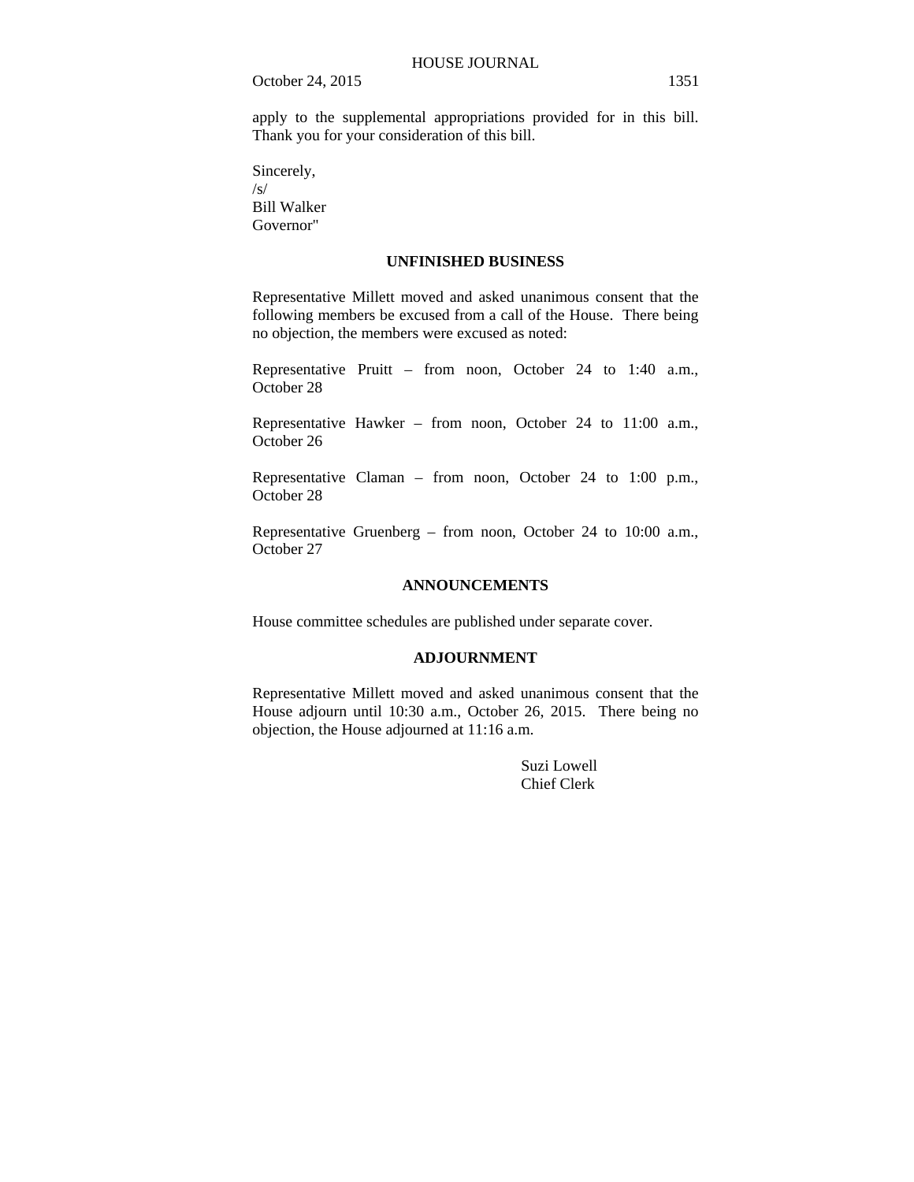apply to the supplemental appropriations provided for in this bill. Thank you for your consideration of this bill.

Sincerely,
/s/
Bill Walker
Governor"

**UNFINISHED BUSINESS**

Representative Millett moved and asked unanimous consent that the following members be excused from a call of the House. There being no objection, the members were excused as noted:

Representative Pruitt – from noon, October 24 to 1:40 a.m., October 28

Representative Hawker – from noon, October 24 to 11:00 a.m., October 26

Representative Claman – from noon, October 24 to 1:00 p.m., October 28

Representative Gruenberg – from noon, October 24 to 10:00 a.m., October 27

**ANNOUNCEMENTS**

House committee schedules are published under separate cover.

**ADJOURNMENT**

Representative Millett moved and asked unanimous consent that the House adjourn until 10:30 a.m., October 26, 2015. There being no objection, the House adjourned at 11:16 a.m.

Suzi Lowell
Chief Clerk